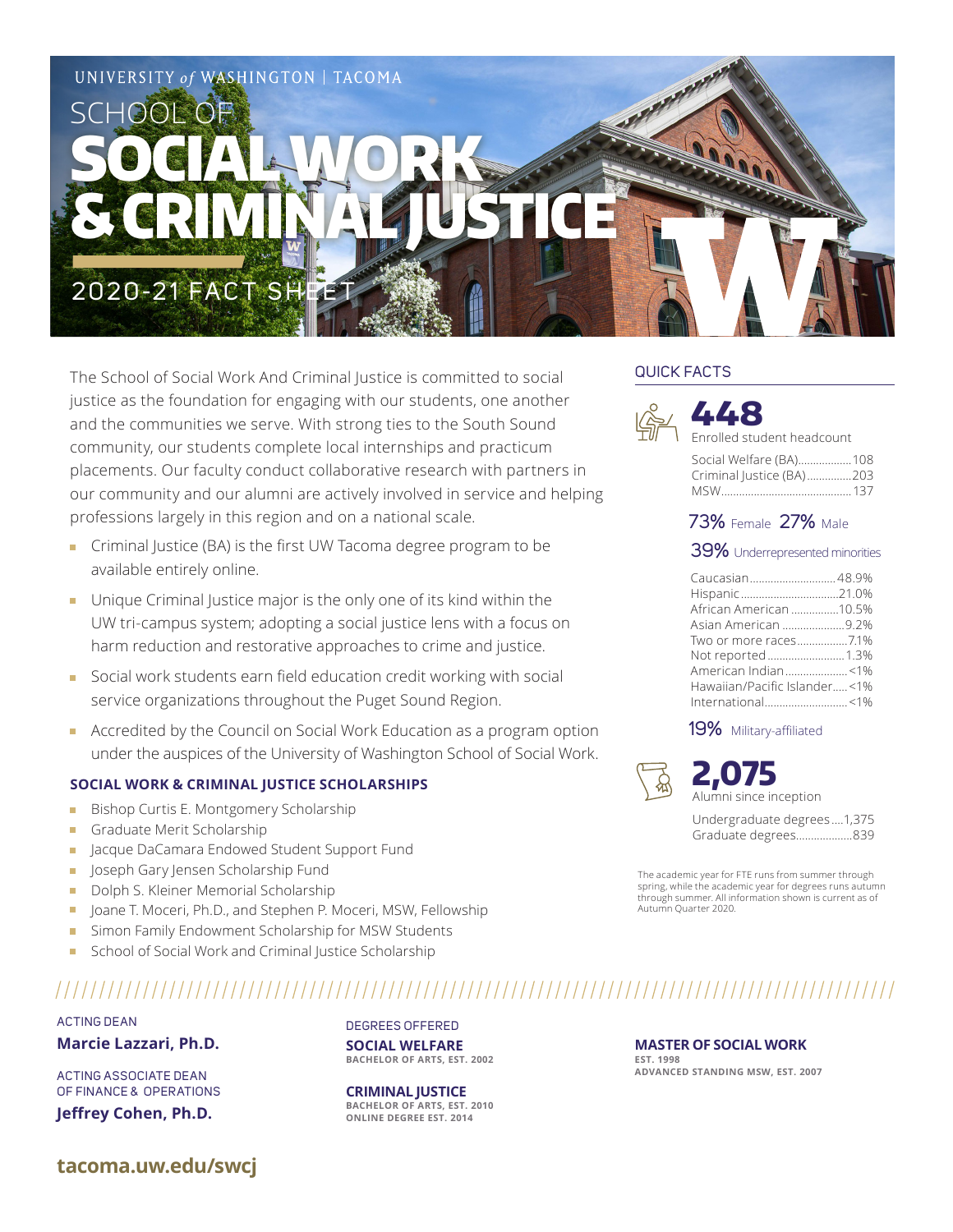UNIVERSITY *of* WASHINGTON | TACOMA

# SCHOOL OF SOCIAL WORK & CRIMINAL JUSTICE

## 2020-21 FACT SHEET

The School of Social Work And Criminal Justice is committed to social justice as the foundation for engaging with our students, one another and the communities we serve. With strong ties to the South Sound community, our students complete local internships and practicum placements. Our faculty conduct collaborative research with partners in our community and our alumni are actively involved in service and helping professions largely in this region and on a national scale.

- Criminal Justice (BA) is the first UW Tacoma degree program to be available entirely online.
- Unique Criminal Justice major is the only one of its kind within the UW tri-campus system; adopting a social justice lens with a focus on harm reduction and restorative approaches to crime and justice.
- Social work students earn field education credit working with social service organizations throughout the Puget Sound Region.
- Accredited by the Council on Social Work Education as a program option under the auspices of the University of Washington School of Social Work.

### SOCIAL WORK & CRIMINAL JUSTICE SCHOLARSHIPS

- Bishop Curtis E. Montgomery Scholarship
- Graduate Merit Scholarship
- Jacque DaCamara Endowed Student Support Fund
- Joseph Gary Jensen Scholarship Fund
- Dolph S. Kleiner Memorial Scholarship
- Joane T. Moceri, Ph.D., and Stephen P. Moceri, MSW, Fellowship
- Simon Family Endowment Scholarship for MSW Students
- School of Social Work and Criminal Justice Scholarship

### QUICK FACTS

**448**
Enrolled student headcount

| | |
|---|---|
| Social Welfare (BA) | 108 |
| Criminal Justice (BA) | 203 |
| MSW | 137 |

**73%** Female **27%** Male

**39%** Underrepresented minorities

| | |
|---|---|
| Caucasian | 48.9% |
| Hispanic | 21.0% |
| African American | 10.5% |
| Asian American | 9.2% |
| Two or more races | 7.1% |
| Not reported | 1.3% |
| American Indian | <1% |
| Hawaiian/Pacific Islander | <1% |
| International | <1% |

**19%** Military-affiliated

**2,075**
Alumni since inception

| | |
|---|---|
| Undergraduate degrees | 1,375 |
| Graduate degrees | 839 |

The academic year for FTE runs from summer through spring, while the academic year for degrees runs autumn through summer. All information shown is current as of Autumn Quarter 2020.

ACTING DEAN
**Marcie Lazzari, Ph.D.**

ACTING ASSOCIATE DEAN OF FINANCE & OPERATIONS
**Jeffrey Cohen, Ph.D.**

DEGREES OFFERED

**SOCIAL WELFARE**
BACHELOR OF ARTS, EST. 2002

**CRIMINAL JUSTICE**
BACHELOR OF ARTS, EST. 2010
ONLINE DEGREE EST. 2014

**MASTER OF SOCIAL WORK**
EST. 1998
ADVANCED STANDING MSW, EST. 2007

**tacoma.uw.edu/swcj**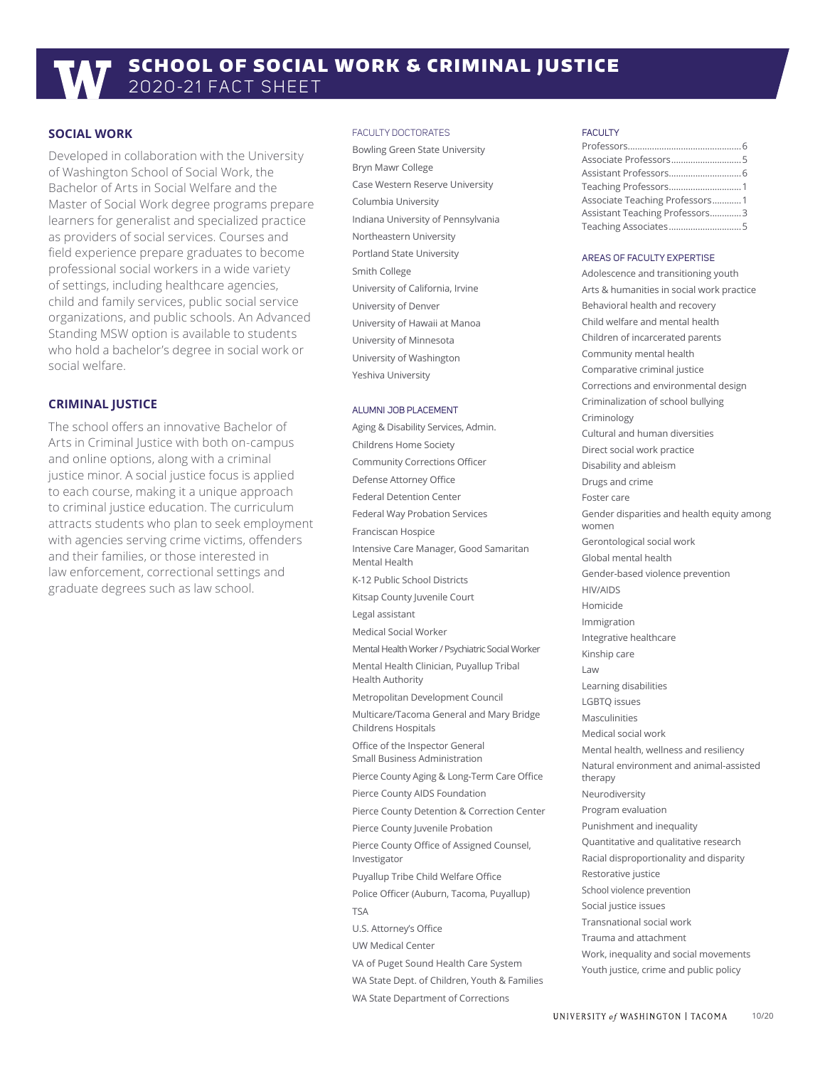# SCHOOL OF SOCIAL WORK & CRIMINAL JUSTICE
## 2020-21 FACT SHEET

### SOCIAL WORK

Developed in collaboration with the University of Washington School of Social Work, the Bachelor of Arts in Social Welfare and the Master of Social Work degree programs prepare learners for generalist and specialized practice as providers of social services. Courses and field experience prepare graduates to become professional social workers in a wide variety of settings, including healthcare agencies, child and family services, public social service organizations, and public schools. An Advanced Standing MSW option is available to students who hold a bachelor's degree in social work or social welfare.

### CRIMINAL JUSTICE

The school offers an innovative Bachelor of Arts in Criminal Justice with both on-campus and online options, along with a criminal justice minor. A social justice focus is applied to each course, making it a unique approach to criminal justice education. The curriculum attracts students who plan to seek employment with agencies serving crime victims, offenders and their families, or those interested in law enforcement, correctional settings and graduate degrees such as law school.

### FACULTY DOCTORATES

- Bowling Green State University
- Bryn Mawr College
- Case Western Reserve University
- Columbia University
- Indiana University of Pennsylvania
- Northeastern University
- Portland State University
- Smith College
- University of California, Irvine
- University of Denver
- University of Hawaii at Manoa
- University of Minnesota
- University of Washington
- Yeshiva University

### ALUMNI JOB PLACEMENT

- Aging & Disability Services, Admin.
- Childrens Home Society
- Community Corrections Officer
- Defense Attorney Office
- Federal Detention Center
- Federal Way Probation Services
- Franciscan Hospice
- Intensive Care Manager, Good Samaritan Mental Health
- K-12 Public School Districts
- Kitsap County Juvenile Court
- Legal assistant
- Medical Social Worker
- Mental Health Worker / Psychiatric Social Worker
- Mental Health Clinician, Puyallup Tribal Health Authority
- Metropolitan Development Council
- Multicare/Tacoma General and Mary Bridge Childrens Hospitals
- Office of the Inspector General Small Business Administration
- Pierce County Aging & Long-Term Care Office
- Pierce County AIDS Foundation
- Pierce County Detention & Correction Center
- Pierce County Juvenile Probation
- Pierce County Office of Assigned Counsel, Investigator
- Puyallup Tribe Child Welfare Office
- Police Officer (Auburn, Tacoma, Puyallup)
- TSA
- U.S. Attorney's Office
- UW Medical Center
- VA of Puget Sound Health Care System
- WA State Dept. of Children, Youth & Families
- WA State Department of Corrections

### FACULTY

| | |
|---|---|
| Professors | 6 |
| Associate Professors | 5 |
| Assistant Professors | 6 |
| Teaching Professors | 1 |
| Associate Teaching Professors | 1 |
| Assistant Teaching Professors | 3 |
| Teaching Associates | 5 |

### AREAS OF FACULTY EXPERTISE

- Adolescence and transitioning youth
- Arts & humanities in social work practice
- Behavioral health and recovery
- Child welfare and mental health
- Children of incarcerated parents
- Community mental health
- Comparative criminal justice
- Corrections and environmental design
- Criminalization of school bullying
- Criminology
- Cultural and human diversities
- Direct social work practice
- Disability and ableism
- Drugs and crime
- Foster care
- Gender disparities and health equity among women
- Gerontological social work
- Global mental health
- Gender-based violence prevention
- HIV/AIDS
- Homicide
- Immigration
- Integrative healthcare
- Kinship care
- Law
- Learning disabilities
- LGBTQ issues
- Masculinities
- Medical social work
- Mental health, wellness and resiliency
- Natural environment and animal-assisted therapy
- Neurodiversity
- Program evaluation
- Punishment and inequality
- Quantitative and qualitative research
- Racial disproportionality and disparity
- Restorative justice
- School violence prevention
- Social justice issues
- Transnational social work
- Trauma and attachment
- Work, inequality and social movements
- Youth justice, crime and public policy

UNIVERSITY of WASHINGTON | TACOMA 10/20